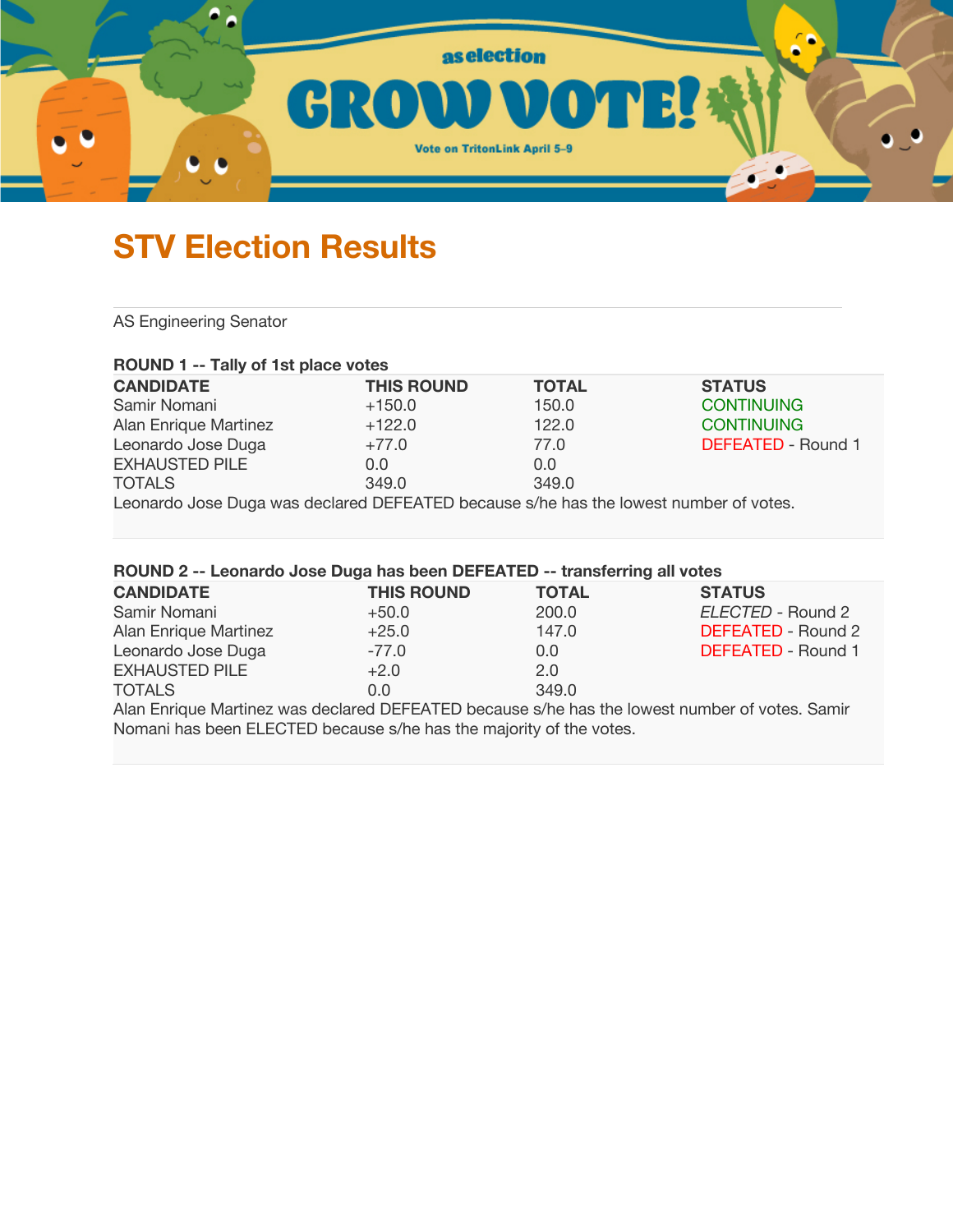as election

# GROW VOTE!

Vote on TritonLink April 5–9

# STV Election Results

AS Engineering Senator

### ROUND 1 -- Tally of 1st place votes

| CANDIDATE | THIS ROUND | TOTAL | STATUS |
|---|---|---|---|
| Samir Nomani | +150.0 | 150.0 | CONTINUING |
| Alan Enrique Martinez | +122.0 | 122.0 | CONTINUING |
| Leonardo Jose Duga | +77.0 | 77.0 | DEFEATED - Round 1 |
| EXHAUSTED PILE | 0.0 | 0.0 | |
| TOTALS | 349.0 | 349.0 | |

Leonardo Jose Duga was declared DEFEATED because s/he has the lowest number of votes.

### ROUND 2 -- Leonardo Jose Duga has been DEFEATED -- transferring all votes

| CANDIDATE | THIS ROUND | TOTAL | STATUS |
|---|---|---|---|
| Samir Nomani | +50.0 | 200.0 | *ELECTED* - Round 2 |
| Alan Enrique Martinez | +25.0 | 147.0 | DEFEATED - Round 2 |
| Leonardo Jose Duga | -77.0 | 0.0 | DEFEATED - Round 1 |
| EXHAUSTED PILE | +2.0 | 2.0 | |
| TOTALS | 0.0 | 349.0 | |

Alan Enrique Martinez was declared DEFEATED because s/he has the lowest number of votes. Samir Nomani has been ELECTED because s/he has the majority of the votes.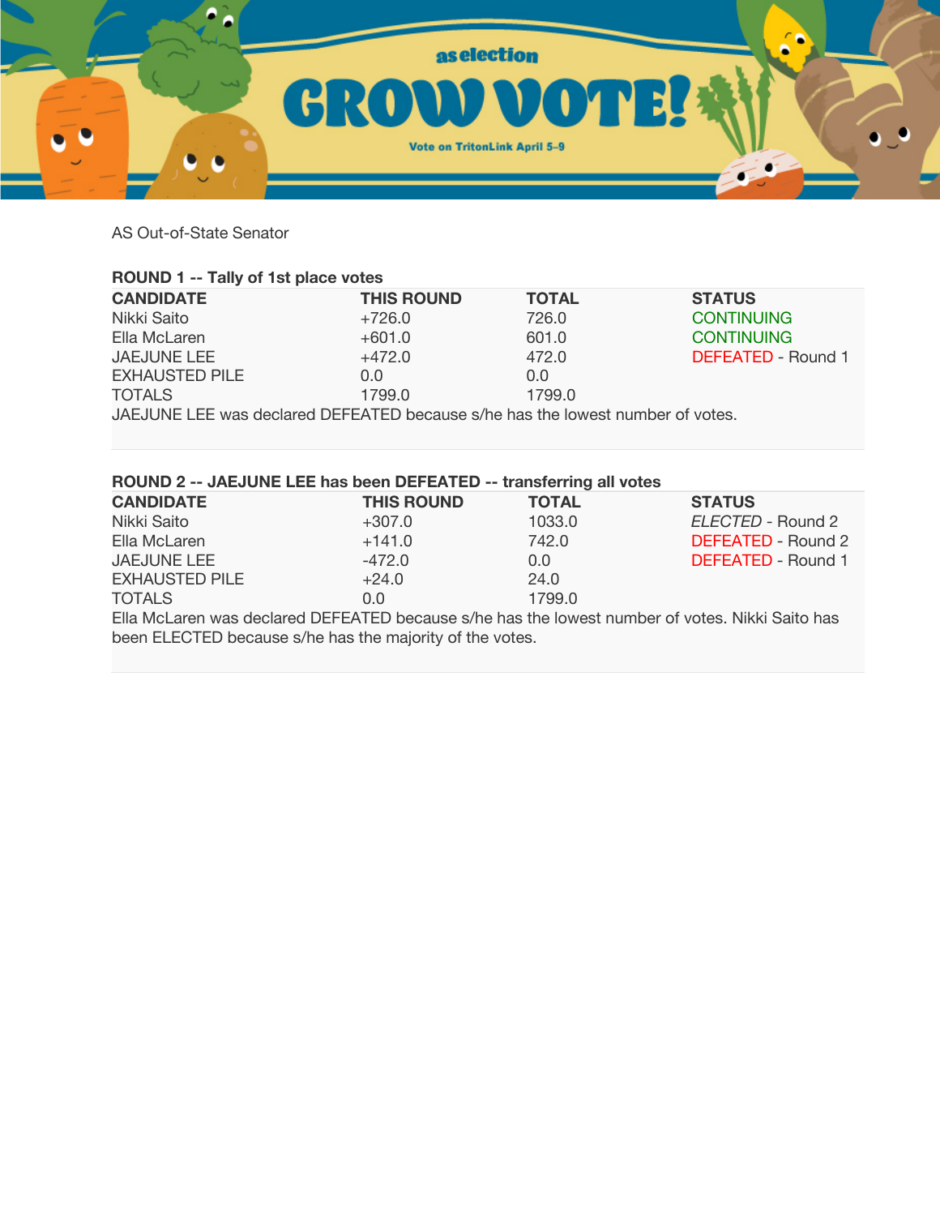AS Out-of-State Senator

**ROUND 1 -- Tally of 1st place votes**

| CANDIDATE | THIS ROUND | TOTAL | STATUS |
|---|---|---|---|
| Nikki Saito | +726.0 | 726.0 | CONTINUING |
| Ella McLaren | +601.0 | 601.0 | CONTINUING |
| JAEJUNE LEE | +472.0 | 472.0 | DEFEATED - Round 1 |
| EXHAUSTED PILE | 0.0 | 0.0 | |
| TOTALS | 1799.0 | 1799.0 | |

JAEJUNE LEE was declared DEFEATED because s/he has the lowest number of votes.

**ROUND 2 -- JAEJUNE LEE has been DEFEATED -- transferring all votes**

| CANDIDATE | THIS ROUND | TOTAL | STATUS |
|---|---|---|---|
| Nikki Saito | +307.0 | 1033.0 | *ELECTED* - Round 2 |
| Ella McLaren | +141.0 | 742.0 | DEFEATED - Round 2 |
| JAEJUNE LEE | -472.0 | 0.0 | DEFEATED - Round 1 |
| EXHAUSTED PILE | +24.0 | 24.0 | |
| TOTALS | 0.0 | 1799.0 | |

Ella McLaren was declared DEFEATED because s/he has the lowest number of votes. Nikki Saito has been ELECTED because s/he has the majority of the votes.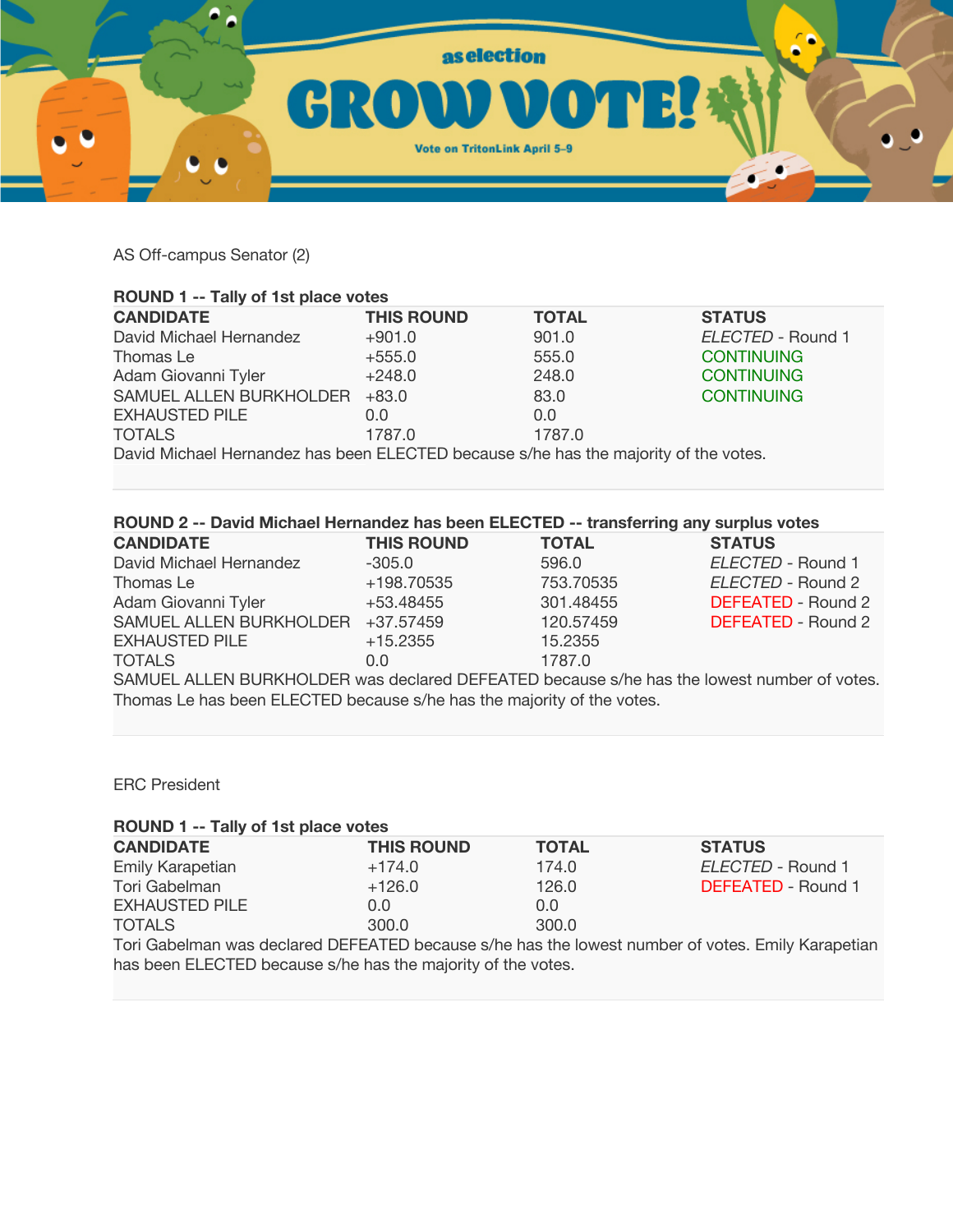AS Off-campus Senator (2)

**ROUND 1 -- Tally of 1st place votes**

| CANDIDATE | THIS ROUND | TOTAL | STATUS |
|---|---|---|---|
| David Michael Hernandez | +901.0 | 901.0 | *ELECTED* - Round 1 |
| Thomas Le | +555.0 | 555.0 | CONTINUING |
| Adam Giovanni Tyler | +248.0 | 248.0 | CONTINUING |
| SAMUEL ALLEN BURKHOLDER | +83.0 | 83.0 | CONTINUING |
| EXHAUSTED PILE | 0.0 | 0.0 | |
| TOTALS | 1787.0 | 1787.0 | |

David Michael Hernandez has been ELECTED because s/he has the majority of the votes.

**ROUND 2 -- David Michael Hernandez has been ELECTED -- transferring any surplus votes**

| CANDIDATE | THIS ROUND | TOTAL | STATUS |
|---|---|---|---|
| David Michael Hernandez | -305.0 | 596.0 | *ELECTED* - Round 1 |
| Thomas Le | +198.70535 | 753.70535 | *ELECTED* - Round 2 |
| Adam Giovanni Tyler | +53.48455 | 301.48455 | DEFEATED - Round 2 |
| SAMUEL ALLEN BURKHOLDER | +37.57459 | 120.57459 | DEFEATED - Round 2 |
| EXHAUSTED PILE | +15.2355 | 15.2355 | |
| TOTALS | 0.0 | 1787.0 | |

SAMUEL ALLEN BURKHOLDER was declared DEFEATED because s/he has the lowest number of votes. Thomas Le has been ELECTED because s/he has the majority of the votes.

ERC President

**ROUND 1 -- Tally of 1st place votes**

| CANDIDATE | THIS ROUND | TOTAL | STATUS |
|---|---|---|---|
| Emily Karapetian | +174.0 | 174.0 | *ELECTED* - Round 1 |
| Tori Gabelman | +126.0 | 126.0 | DEFEATED - Round 1 |
| EXHAUSTED PILE | 0.0 | 0.0 | |
| TOTALS | 300.0 | 300.0 | |

Tori Gabelman was declared DEFEATED because s/he has the lowest number of votes. Emily Karapetian has been ELECTED because s/he has the majority of the votes.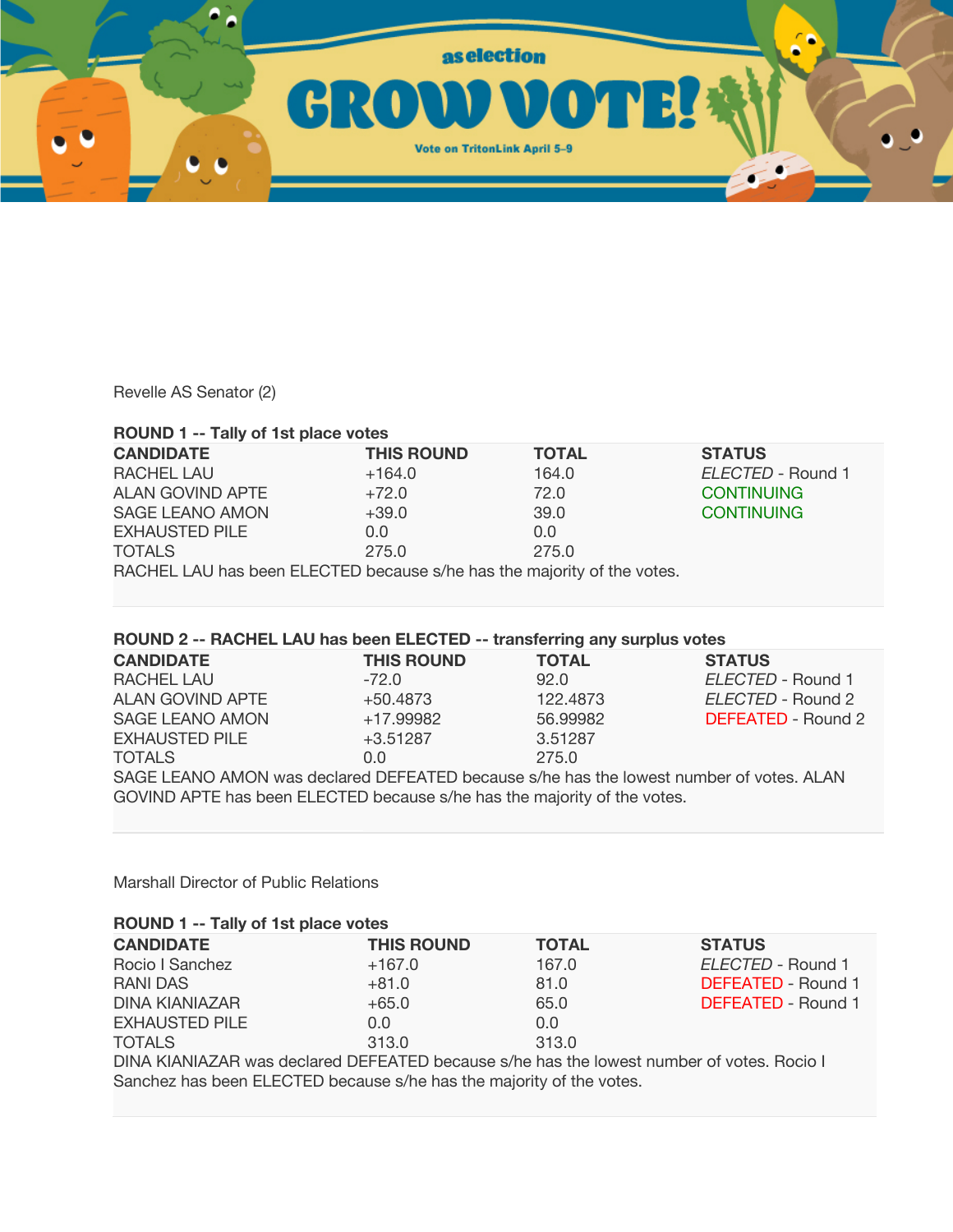Revelle AS Senator (2)

**ROUND 1 -- Tally of 1st place votes**

| CANDIDATE | THIS ROUND | TOTAL | STATUS |
|---|---|---|---|
| RACHEL LAU | +164.0 | 164.0 | *ELECTED* - Round 1 |
| ALAN GOVIND APTE | +72.0 | 72.0 | CONTINUING |
| SAGE LEANO AMON | +39.0 | 39.0 | CONTINUING |
| EXHAUSTED PILE | 0.0 | 0.0 | |
| TOTALS | 275.0 | 275.0 | |

RACHEL LAU has been ELECTED because s/he has the majority of the votes.

**ROUND 2 -- RACHEL LAU has been ELECTED -- transferring any surplus votes**

| CANDIDATE | THIS ROUND | TOTAL | STATUS |
|---|---|---|---|
| RACHEL LAU | -72.0 | 92.0 | *ELECTED* - Round 1 |
| ALAN GOVIND APTE | +50.4873 | 122.4873 | *ELECTED* - Round 2 |
| SAGE LEANO AMON | +17.99982 | 56.99982 | DEFEATED - Round 2 |
| EXHAUSTED PILE | +3.51287 | 3.51287 | |
| TOTALS | 0.0 | 275.0 | |

SAGE LEANO AMON was declared DEFEATED because s/he has the lowest number of votes. ALAN GOVIND APTE has been ELECTED because s/he has the majority of the votes.

Marshall Director of Public Relations

**ROUND 1 -- Tally of 1st place votes**

| CANDIDATE | THIS ROUND | TOTAL | STATUS |
|---|---|---|---|
| Rocio I Sanchez | +167.0 | 167.0 | *ELECTED* - Round 1 |
| RANI DAS | +81.0 | 81.0 | DEFEATED - Round 1 |
| DINA KIANIAZAR | +65.0 | 65.0 | DEFEATED - Round 1 |
| EXHAUSTED PILE | 0.0 | 0.0 | |
| TOTALS | 313.0 | 313.0 | |

DINA KIANIAZAR was declared DEFEATED because s/he has the lowest number of votes. Rocio I Sanchez has been ELECTED because s/he has the majority of the votes.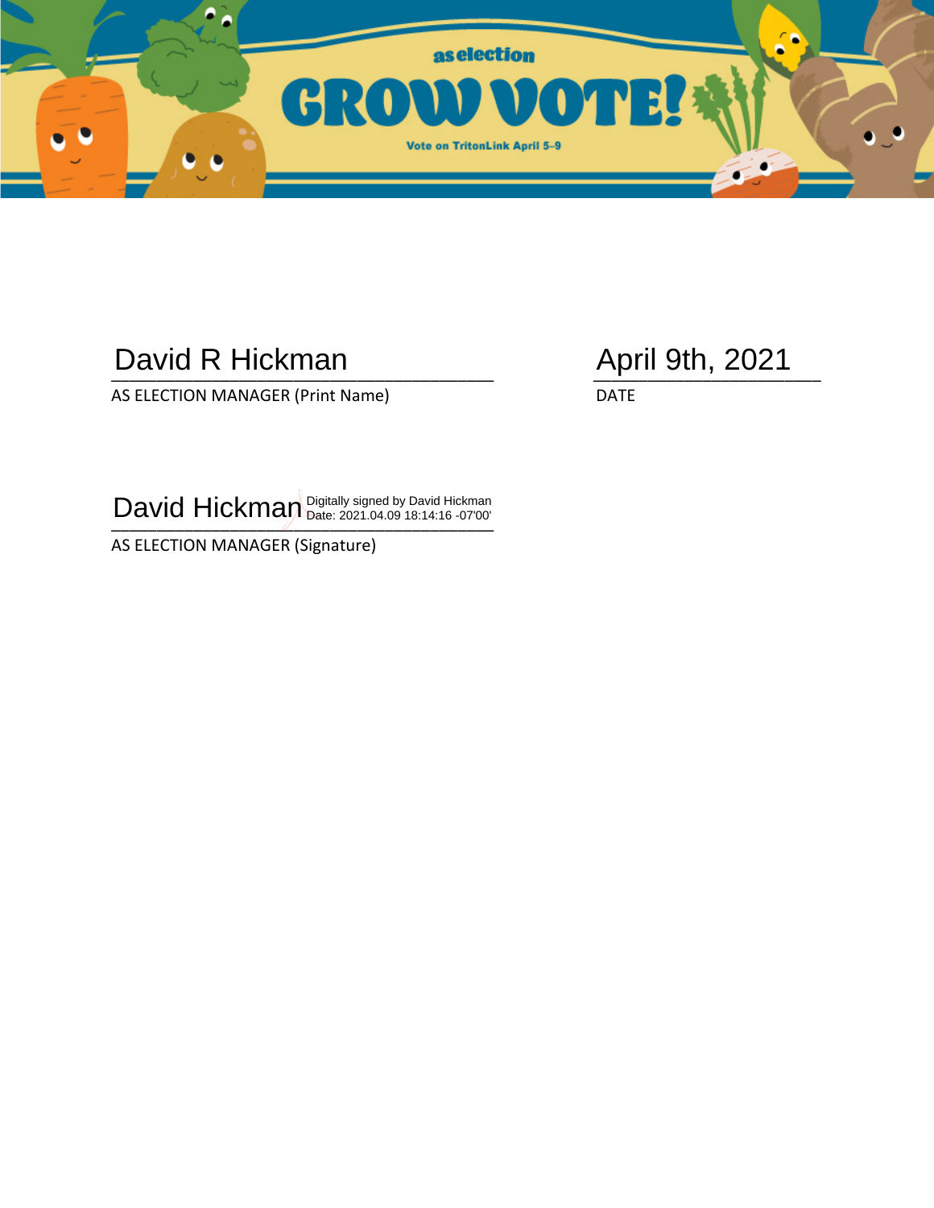as election

# GROW VOTE!

Vote on TritonLink April 5–9

David R Hickman
AS ELECTION MANAGER (Print Name)

April 9th, 2021
DATE

David Hickman Digitally signed by David Hickman Date: 2021.04.09 18:14:16 -07'00'
AS ELECTION MANAGER (Signature)